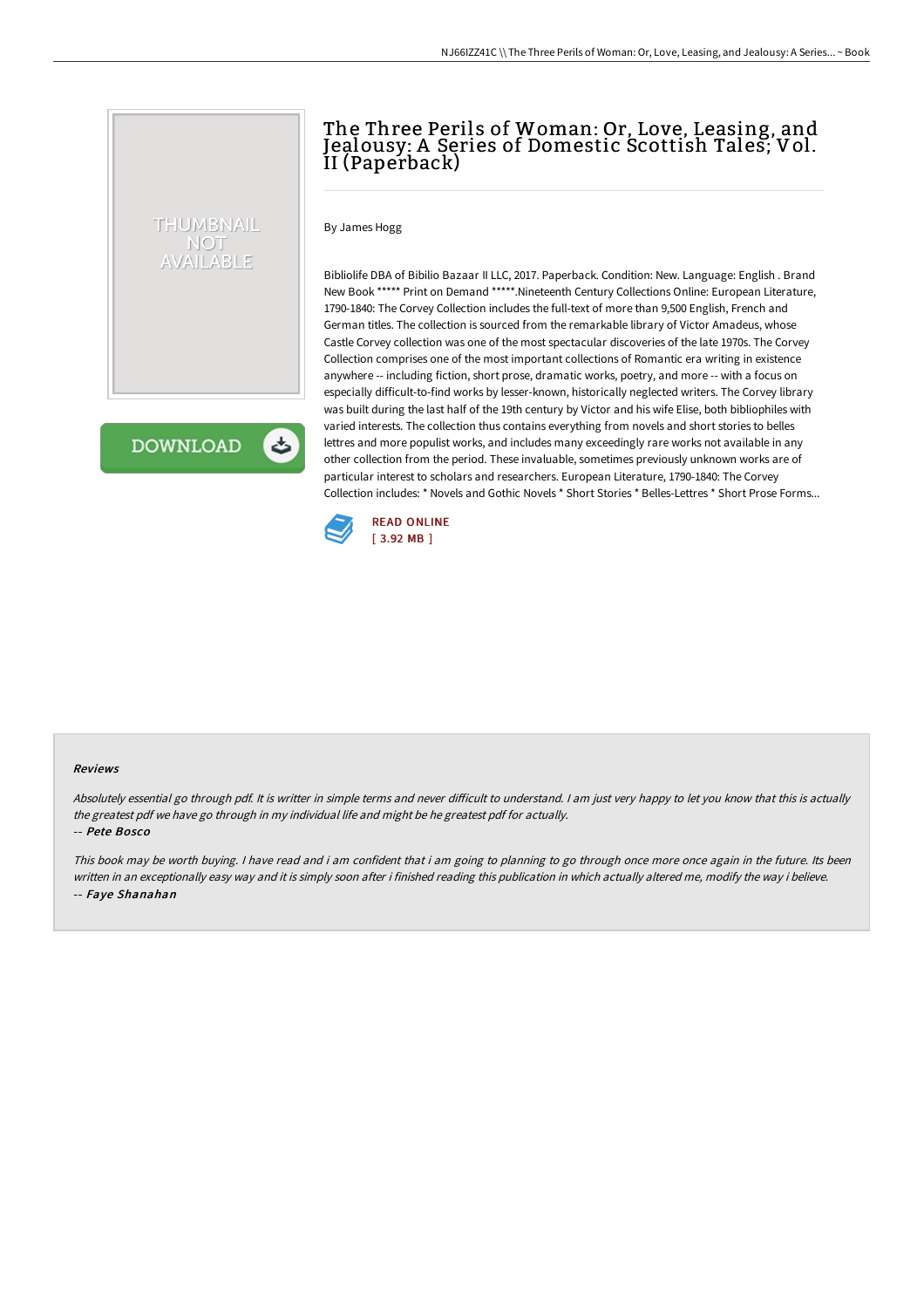# The Three Perils of Woman: Or, Love, Leasing, and Jealousy: A Series of Domestic Scottish Tales; Vol. II (Paperback)

By James Hogg

Bibliolife DBA of Bibilio Bazaar II LLC, 2017. Paperback. Condition: New. Language: English . Brand New Book ***** Print on Demand *****.Nineteenth Century Collections Online: European Literature, 1790-1840: The Corvey Collection includes the full-text of more than 9,500 English, French and German titles. The collection is sourced from the remarkable library of Victor Amadeus, whose Castle Corvey collection was one of the most spectacular discoveries of the late 1970s. The Corvey Collection comprises one of the most important collections of Romantic era writing in existence anywhere -- including fiction, short prose, dramatic works, poetry, and more -- with a focus on especially difficult-to-find works by lesser-known, historically neglected writers. The Corvey library was built during the last half of the 19th century by Victor and his wife Elise, both bibliophiles with varied interests. The collection thus contains everything from novels and short stories to belles lettres and more populist works, and includes many exceedingly rare works not available in any other collection from the period. These invaluable, sometimes previously unknown works are of particular interest to scholars and researchers. European Literature, 1790-1840: The Corvey Collection includes: * Novels and Gothic Novels * Short Stories * Belles-Lettres * Short Prose Forms...

READ ONLINE
[ 3.92 MB ]

### Reviews

*Absolutely essential go through pdf. It is writter in simple terms and never difficult to understand. I am just very happy to let you know that this is actually the greatest pdf we have go through in my individual life and might be he greatest pdf for actually.*

*-- Pete Bosco*

*This book may be worth buying. I have read and i am confident that i am going to planning to go through once more once again in the future. Its been written in an exceptionally easy way and it is simply soon after i finished reading this publication in which actually altered me, modify the way i believe.*

*-- Faye Shanahan*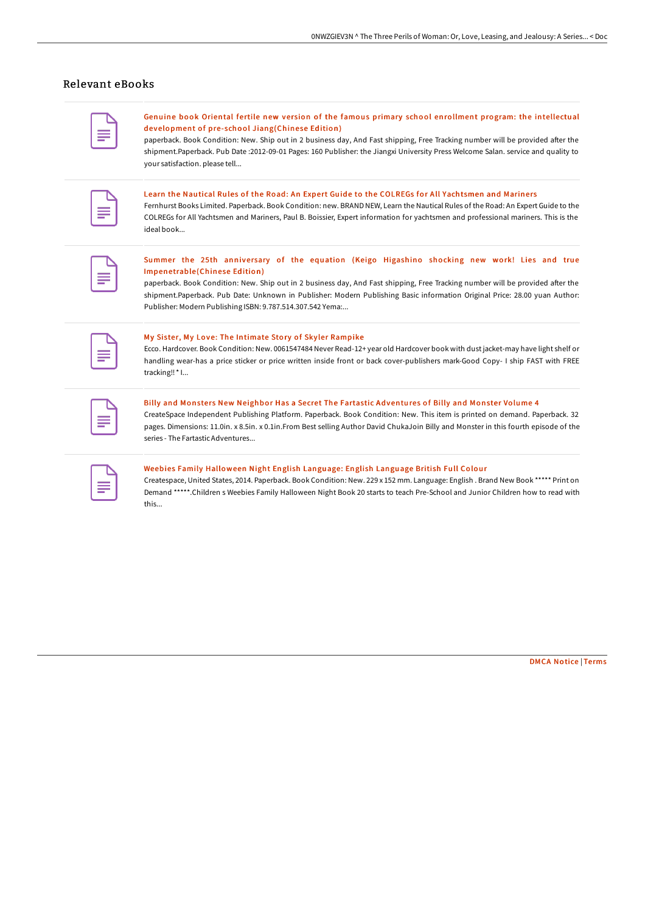## Relevant eBooks

**Genuine book Oriental fertile new version of the famous primary school enrollment program: the intellectual development of pre-school Jiang(Chinese Edition)**

paperback. Book Condition: New. Ship out in 2 business day, And Fast shipping, Free Tracking number will be provided after the shipment.Paperback. Pub Date :2012-09-01 Pages: 160 Publisher: the Jiangxi University Press Welcome Salan. service and quality to your satisfaction. please tell...

**Learn the Nautical Rules of the Road: An Expert Guide to the COLREGs for All Yachtsmen and Mariners**

Fernhurst Books Limited. Paperback. Book Condition: new. BRAND NEW, Learn the Nautical Rules of the Road: An Expert Guide to the COLREGs for All Yachtsmen and Mariners, Paul B. Boissier, Expert information for yachtsmen and professional mariners. This is the ideal book...

**Summer the 25th anniversary of the equation (Keigo Higashino shocking new work! Lies and true Impenetrable(Chinese Edition)**

paperback. Book Condition: New. Ship out in 2 business day, And Fast shipping, Free Tracking number will be provided after the shipment.Paperback. Pub Date: Unknown in Publisher: Modern Publishing Basic information Original Price: 28.00 yuan Author: Publisher: Modern Publishing ISBN: 9.787.514.307.542 Yema:...

**My Sister, My Love: The Intimate Story of Skyler Rampike**

Ecco. Hardcover. Book Condition: New. 0061547484 Never Read-12+ year old Hardcover book with dust jacket-may have light shelf or handling wear-has a price sticker or price written inside front or back cover-publishers mark-Good Copy- I ship FAST with FREE tracking!! * I...

**Billy and Monsters New Neighbor Has a Secret The Fartastic Adventures of Billy and Monster Volume 4**

CreateSpace Independent Publishing Platform. Paperback. Book Condition: New. This item is printed on demand. Paperback. 32 pages. Dimensions: 11.0in. x 8.5in. x 0.1in.From Best selling Author David ChukaJoin Billy and Monster in this fourth episode of the series - The Fartastic Adventures...

**Weebies Family Halloween Night English Language: English Language British Full Colour**

Createspace, United States, 2014. Paperback. Book Condition: New. 229 x 152 mm. Language: English . Brand New Book ***** Print on Demand *****.Children s Weebies Family Halloween Night Book 20 starts to teach Pre-School and Junior Children how to read with this...